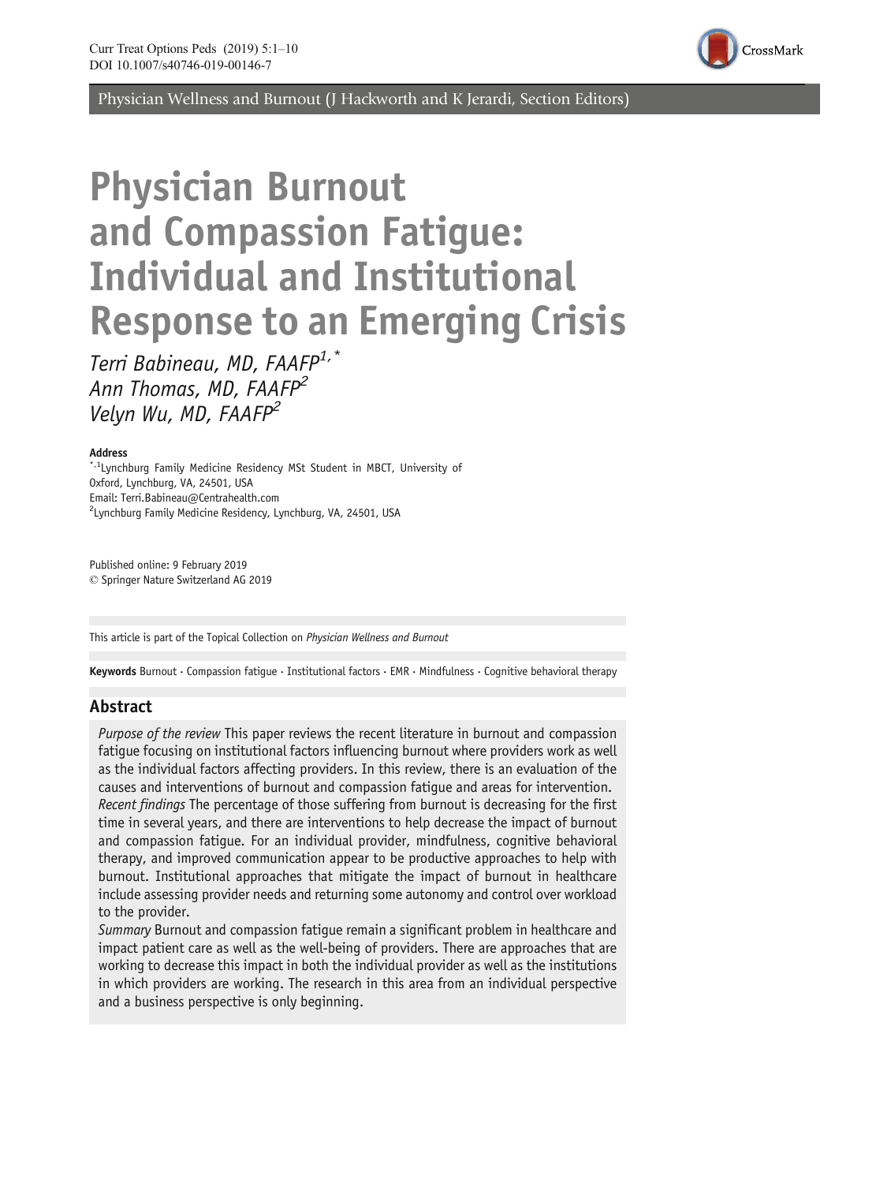Physician Wellness and Burnout (J Hackworth and K Jerardi, Section Editors)

# Physician Burnout and Compassion Fatigue: Individual and Institutional Response to an Emerging Crisis

*Terri Babineau, MD, FAAFP*[1,*]
*Ann Thomas, MD, FAAFP*[2]
*Velyn Wu, MD, FAAFP*[2]

**Address**
[*,1]Lynchburg Family Medicine Residency MSt Student in MBCT, University of Oxford, Lynchburg, VA, 24501, USA
Email: Terri.Babineau@Centrahealth.com
[2]Lynchburg Family Medicine Residency, Lynchburg, VA, 24501, USA

Published online: 9 February 2019
© Springer Nature Switzerland AG 2019

This article is part of the Topical Collection on *Physician Wellness and Burnout*

**Keywords** Burnout · Compassion fatigue · Institutional factors · EMR · Mindfulness · Cognitive behavioral therapy

## Abstract

*Purpose of the review* This paper reviews the recent literature in burnout and compassion fatigue focusing on institutional factors influencing burnout where providers work as well as the individual factors affecting providers. In this review, there is an evaluation of the causes and interventions of burnout and compassion fatigue and areas for intervention.

*Recent findings* The percentage of those suffering from burnout is decreasing for the first time in several years, and there are interventions to help decrease the impact of burnout and compassion fatigue. For an individual provider, mindfulness, cognitive behavioral therapy, and improved communication appear to be productive approaches to help with burnout. Institutional approaches that mitigate the impact of burnout in healthcare include assessing provider needs and returning some autonomy and control over workload to the provider.

*Summary* Burnout and compassion fatigue remain a significant problem in healthcare and impact patient care as well as the well-being of providers. There are approaches that are working to decrease this impact in both the individual provider as well as the institutions in which providers are working. The research in this area from an individual perspective and a business perspective is only beginning.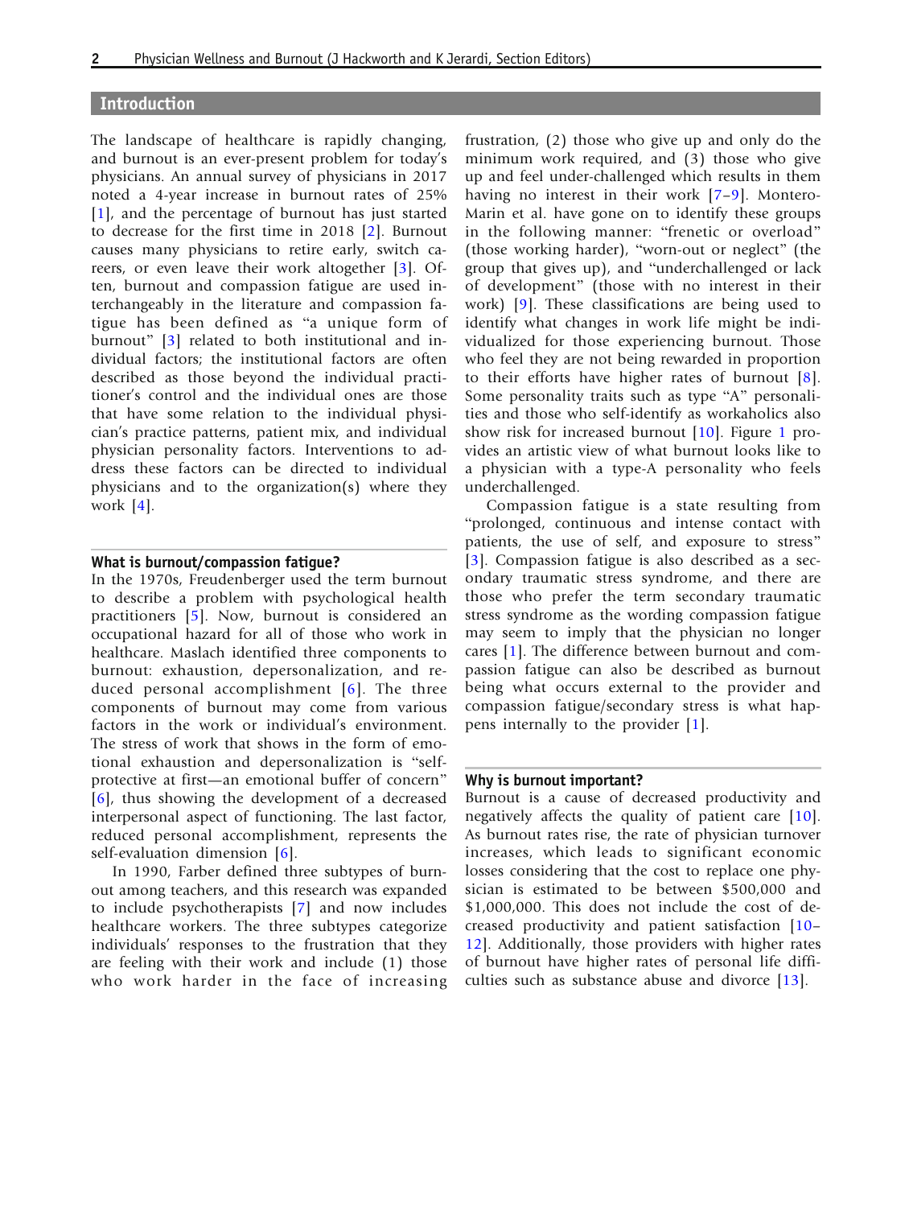## Introduction

The landscape of healthcare is rapidly changing, and burnout is an ever-present problem for today's physicians. An annual survey of physicians in 2017 noted a 4-year increase in burnout rates of 25% [1], and the percentage of burnout has just started to decrease for the first time in 2018 [2]. Burnout causes many physicians to retire early, switch careers, or even leave their work altogether [3]. Often, burnout and compassion fatigue are used interchangeably in the literature and compassion fatigue has been defined as "a unique form of burnout" [3] related to both institutional and individual factors; the institutional factors are often described as those beyond the individual practitioner's control and the individual ones are those that have some relation to the individual physician's practice patterns, patient mix, and individual physician personality factors. Interventions to address these factors can be directed to individual physicians and to the organization(s) where they work [4].

### What is burnout/compassion fatigue?

In the 1970s, Freudenberger used the term burnout to describe a problem with psychological health practitioners [5]. Now, burnout is considered an occupational hazard for all of those who work in healthcare. Maslach identified three components to burnout: exhaustion, depersonalization, and reduced personal accomplishment [6]. The three components of burnout may come from various factors in the work or individual's environment. The stress of work that shows in the form of emotional exhaustion and depersonalization is "self-protective at first—an emotional buffer of concern" [6], thus showing the development of a decreased interpersonal aspect of functioning. The last factor, reduced personal accomplishment, represents the self-evaluation dimension [6].

In 1990, Farber defined three subtypes of burnout among teachers, and this research was expanded to include psychotherapists [7] and now includes healthcare workers. The three subtypes categorize individuals' responses to the frustration that they are feeling with their work and include (1) those who work harder in the face of increasing frustration, (2) those who give up and only do the minimum work required, and (3) those who give up and feel under-challenged which results in them having no interest in their work [7–9]. Montero-Marin et al. have gone on to identify these groups in the following manner: "frenetic or overload" (those working harder), "worn-out or neglect" (the group that gives up), and "underchallenged or lack of development" (those with no interest in their work) [9]. These classifications are being used to identify what changes in work life might be individualized for those experiencing burnout. Those who feel they are not being rewarded in proportion to their efforts have higher rates of burnout [8]. Some personality traits such as type "A" personalities and those who self-identify as workaholics also show risk for increased burnout [10]. Figure 1 provides an artistic view of what burnout looks like to a physician with a type-A personality who feels underchallenged.

Compassion fatigue is a state resulting from "prolonged, continuous and intense contact with patients, the use of self, and exposure to stress" [3]. Compassion fatigue is also described as a secondary traumatic stress syndrome, and there are those who prefer the term secondary traumatic stress syndrome as the wording compassion fatigue may seem to imply that the physician no longer cares [1]. The difference between burnout and compassion fatigue can also be described as burnout being what occurs external to the provider and compassion fatigue/secondary stress is what happens internally to the provider [1].

### Why is burnout important?

Burnout is a cause of decreased productivity and negatively affects the quality of patient care [10]. As burnout rates rise, the rate of physician turnover increases, which leads to significant economic losses considering that the cost to replace one physician is estimated to be between $500,000 and $1,000,000. This does not include the cost of decreased productivity and patient satisfaction [10–12]. Additionally, those providers with higher rates of burnout have higher rates of personal life difficulties such as substance abuse and divorce [13].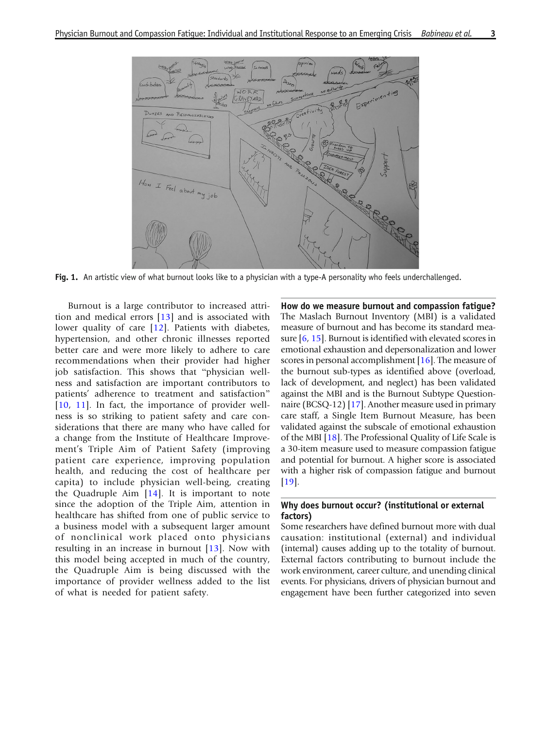Fig. 1. An artistic view of what burnout looks like to a physician with a type-A personality who feels underchallenged.

Burnout is a large contributor to increased attrition and medical errors [13] and is associated with lower quality of care [12]. Patients with diabetes, hypertension, and other chronic illnesses reported better care and were more likely to adhere to care recommendations when their provider had higher job satisfaction. This shows that "physician wellness and satisfaction are important contributors to patients' adherence to treatment and satisfaction" [10, 11]. In fact, the importance of provider wellness is so striking to patient safety and care considerations that there are many who have called for a change from the Institute of Healthcare Improvement's Triple Aim of Patient Safety (improving patient care experience, improving population health, and reducing the cost of healthcare per capita) to include physician well-being, creating the Quadruple Aim [14]. It is important to note since the adoption of the Triple Aim, attention in healthcare has shifted from one of public service to a business model with a subsequent larger amount of nonclinical work placed onto physicians resulting in an increase in burnout [13]. Now with this model being accepted in much of the country, the Quadruple Aim is being discussed with the importance of provider wellness added to the list of what is needed for patient safety.

### How do we measure burnout and compassion fatigue?

The Maslach Burnout Inventory (MBI) is a validated measure of burnout and has become its standard measure [6, 15]. Burnout is identified with elevated scores in emotional exhaustion and depersonalization and lower scores in personal accomplishment [16]. The measure of the burnout sub-types as identified above (overload, lack of development, and neglect) has been validated against the MBI and is the Burnout Subtype Questionnaire (BCSQ-12) [17]. Another measure used in primary care staff, a Single Item Burnout Measure, has been validated against the subscale of emotional exhaustion of the MBI [18]. The Professional Quality of Life Scale is a 30-item measure used to measure compassion fatigue and potential for burnout. A higher score is associated with a higher risk of compassion fatigue and burnout [19].

### Why does burnout occur? (institutional or external factors)

Some researchers have defined burnout more with dual causation: institutional (external) and individual (internal) causes adding up to the totality of burnout. External factors contributing to burnout include the work environment, career culture, and unending clinical events. For physicians, drivers of physician burnout and engagement have been further categorized into seven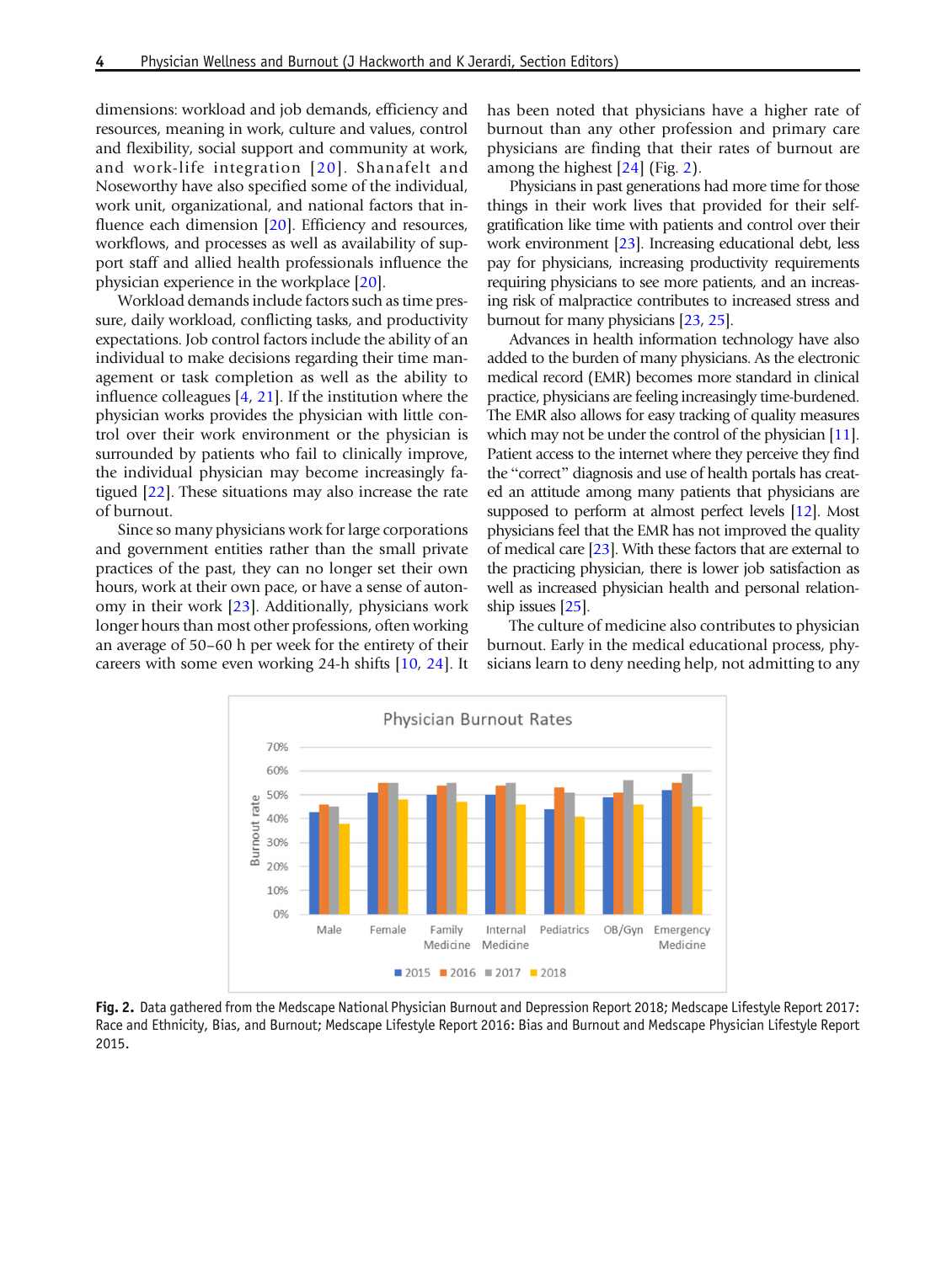dimensions: workload and job demands, efficiency and resources, meaning in work, culture and values, control and flexibility, social support and community at work, and work-life integration [20]. Shanafelt and Noseworthy have also specified some of the individual, work unit, organizational, and national factors that influence each dimension [20]. Efficiency and resources, workflows, and processes as well as availability of support staff and allied health professionals influence the physician experience in the workplace [20].

Workload demands include factors such as time pressure, daily workload, conflicting tasks, and productivity expectations. Job control factors include the ability of an individual to make decisions regarding their time management or task completion as well as the ability to influence colleagues [4, 21]. If the institution where the physician works provides the physician with little control over their work environment or the physician is surrounded by patients who fail to clinically improve, the individual physician may become increasingly fatigued [22]. These situations may also increase the rate of burnout.

Since so many physicians work for large corporations and government entities rather than the small private practices of the past, they can no longer set their own hours, work at their own pace, or have a sense of autonomy in their work [23]. Additionally, physicians work longer hours than most other professions, often working an average of 50–60 h per week for the entirety of their careers with some even working 24-h shifts [10, 24]. It has been noted that physicians have a higher rate of burnout than any other profession and primary care physicians are finding that their rates of burnout are among the highest [24] (Fig. 2).

Physicians in past generations had more time for those things in their work lives that provided for their self-gratification like time with patients and control over their work environment [23]. Increasing educational debt, less pay for physicians, increasing productivity requirements requiring physicians to see more patients, and an increasing risk of malpractice contributes to increased stress and burnout for many physicians [23, 25].

Advances in health information technology have also added to the burden of many physicians. As the electronic medical record (EMR) becomes more standard in clinical practice, physicians are feeling increasingly time-burdened. The EMR also allows for easy tracking of quality measures which may not be under the control of the physician [11]. Patient access to the internet where they perceive they find the "correct" diagnosis and use of health portals has created an attitude among many patients that physicians are supposed to perform at almost perfect levels [12]. Most physicians feel that the EMR has not improved the quality of medical care [23]. With these factors that are external to the practicing physician, there is lower job satisfaction as well as increased physician health and personal relationship issues [25].

The culture of medicine also contributes to physician burnout. Early in the medical educational process, physicians learn to deny needing help, not admitting to any

**Fig. 2.** Data gathered from the Medscape National Physician Burnout and Depression Report 2018; Medscape Lifestyle Report 2017: Race and Ethnicity, Bias, and Burnout; Medscape Lifestyle Report 2016: Bias and Burnout and Medscape Physician Lifestyle Report 2015.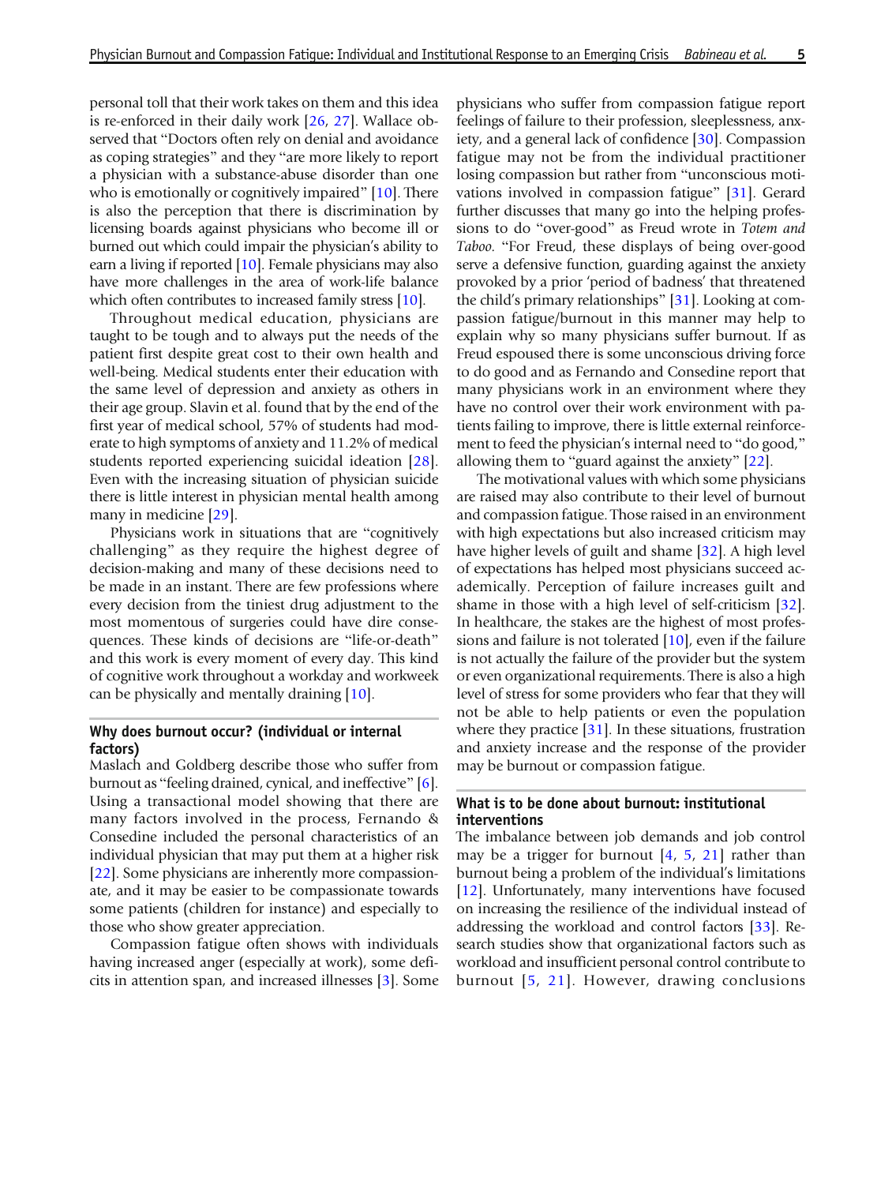personal toll that their work takes on them and this idea is re-enforced in their daily work [26, 27]. Wallace observed that "Doctors often rely on denial and avoidance as coping strategies" and they "are more likely to report a physician with a substance-abuse disorder than one who is emotionally or cognitively impaired" [10]. There is also the perception that there is discrimination by licensing boards against physicians who become ill or burned out which could impair the physician's ability to earn a living if reported [10]. Female physicians may also have more challenges in the area of work-life balance which often contributes to increased family stress [10].

Throughout medical education, physicians are taught to be tough and to always put the needs of the patient first despite great cost to their own health and well-being. Medical students enter their education with the same level of depression and anxiety as others in their age group. Slavin et al. found that by the end of the first year of medical school, 57% of students had moderate to high symptoms of anxiety and 11.2% of medical students reported experiencing suicidal ideation [28]. Even with the increasing situation of physician suicide there is little interest in physician mental health among many in medicine [29].

Physicians work in situations that are "cognitively challenging" as they require the highest degree of decision-making and many of these decisions need to be made in an instant. There are few professions where every decision from the tiniest drug adjustment to the most momentous of surgeries could have dire consequences. These kinds of decisions are "life-or-death" and this work is every moment of every day. This kind of cognitive work throughout a workday and workweek can be physically and mentally draining [10].

## Why does burnout occur? (individual or internal factors)

Maslach and Goldberg describe those who suffer from burnout as "feeling drained, cynical, and ineffective" [6]. Using a transactional model showing that there are many factors involved in the process, Fernando & Consedine included the personal characteristics of an individual physician that may put them at a higher risk [22]. Some physicians are inherently more compassionate, and it may be easier to be compassionate towards some patients (children for instance) and especially to those who show greater appreciation.

Compassion fatigue often shows with individuals having increased anger (especially at work), some deficits in attention span, and increased illnesses [3]. Some physicians who suffer from compassion fatigue report feelings of failure to their profession, sleeplessness, anxiety, and a general lack of confidence [30]. Compassion fatigue may not be from the individual practitioner losing compassion but rather from "unconscious motivations involved in compassion fatigue" [31]. Gerard further discusses that many go into the helping professions to do "over-good" as Freud wrote in *Totem and Taboo*. "For Freud, these displays of being over-good serve a defensive function, guarding against the anxiety provoked by a prior 'period of badness' that threatened the child's primary relationships" [31]. Looking at compassion fatigue/burnout in this manner may help to explain why so many physicians suffer burnout. If as Freud espoused there is some unconscious driving force to do good and as Fernando and Consedine report that many physicians work in an environment where they have no control over their work environment with patients failing to improve, there is little external reinforcement to feed the physician's internal need to "do good," allowing them to "guard against the anxiety" [22].

The motivational values with which some physicians are raised may also contribute to their level of burnout and compassion fatigue. Those raised in an environment with high expectations but also increased criticism may have higher levels of guilt and shame [32]. A high level of expectations has helped most physicians succeed academically. Perception of failure increases guilt and shame in those with a high level of self-criticism [32]. In healthcare, the stakes are the highest of most professions and failure is not tolerated [10], even if the failure is not actually the failure of the provider but the system or even organizational requirements. There is also a high level of stress for some providers who fear that they will not be able to help patients or even the population where they practice [31]. In these situations, frustration and anxiety increase and the response of the provider may be burnout or compassion fatigue.

## What is to be done about burnout: institutional interventions

The imbalance between job demands and job control may be a trigger for burnout [4, 5, 21] rather than burnout being a problem of the individual's limitations [12]. Unfortunately, many interventions have focused on increasing the resilience of the individual instead of addressing the workload and control factors [33]. Research studies show that organizational factors such as workload and insufficient personal control contribute to burnout [5, 21]. However, drawing conclusions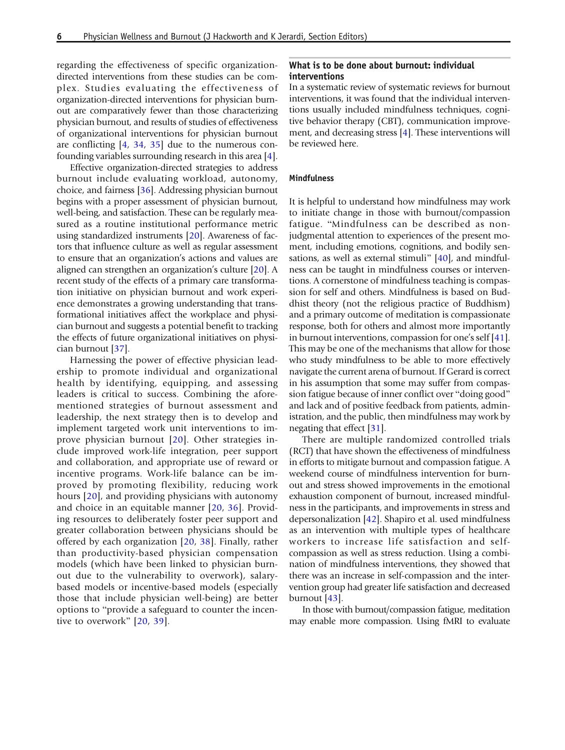regarding the effectiveness of specific organization-directed interventions from these studies can be complex. Studies evaluating the effectiveness of organization-directed interventions for physician burnout are comparatively fewer than those characterizing physician burnout, and results of studies of effectiveness of organizational interventions for physician burnout are conflicting [4, 34, 35] due to the numerous confounding variables surrounding research in this area [4].

Effective organization-directed strategies to address burnout include evaluating workload, autonomy, choice, and fairness [36]. Addressing physician burnout begins with a proper assessment of physician burnout, well-being, and satisfaction. These can be regularly measured as a routine institutional performance metric using standardized instruments [20]. Awareness of factors that influence culture as well as regular assessment to ensure that an organization's actions and values are aligned can strengthen an organization's culture [20]. A recent study of the effects of a primary care transformation initiative on physician burnout and work experience demonstrates a growing understanding that transformational initiatives affect the workplace and physician burnout and suggests a potential benefit to tracking the effects of future organizational initiatives on physician burnout [37].

Harnessing the power of effective physician leadership to promote individual and organizational health by identifying, equipping, and assessing leaders is critical to success. Combining the aforementioned strategies of burnout assessment and leadership, the next strategy then is to develop and implement targeted work unit interventions to improve physician burnout [20]. Other strategies include improved work-life integration, peer support and collaboration, and appropriate use of reward or incentive programs. Work-life balance can be improved by promoting flexibility, reducing work hours [20], and providing physicians with autonomy and choice in an equitable manner [20, 36]. Providing resources to deliberately foster peer support and greater collaboration between physicians should be offered by each organization [20, 38]. Finally, rather than productivity-based physician compensation models (which have been linked to physician burnout due to the vulnerability to overwork), salary-based models or incentive-based models (especially those that include physician well-being) are better options to "provide a safeguard to counter the incentive to overwork" [20, 39].

## What is to be done about burnout: individual interventions

In a systematic review of systematic reviews for burnout interventions, it was found that the individual interventions usually included mindfulness techniques, cognitive behavior therapy (CBT), communication improvement, and decreasing stress [4]. These interventions will be reviewed here.

### Mindfulness

It is helpful to understand how mindfulness may work to initiate change in those with burnout/compassion fatigue. "Mindfulness can be described as non-judgmental attention to experiences of the present moment, including emotions, cognitions, and bodily sensations, as well as external stimuli" [40], and mindfulness can be taught in mindfulness courses or interventions. A cornerstone of mindfulness teaching is compassion for self and others. Mindfulness is based on Buddhist theory (not the religious practice of Buddhism) and a primary outcome of meditation is compassionate response, both for others and almost more importantly in burnout interventions, compassion for one's self [41]. This may be one of the mechanisms that allow for those who study mindfulness to be able to more effectively navigate the current arena of burnout. If Gerard is correct in his assumption that some may suffer from compassion fatigue because of inner conflict over "doing good" and lack and of positive feedback from patients, administration, and the public, then mindfulness may work by negating that effect [31].

There are multiple randomized controlled trials (RCT) that have shown the effectiveness of mindfulness in efforts to mitigate burnout and compassion fatigue. A weekend course of mindfulness intervention for burnout and stress showed improvements in the emotional exhaustion component of burnout, increased mindfulness in the participants, and improvements in stress and depersonalization [42]. Shapiro et al. used mindfulness as an intervention with multiple types of healthcare workers to increase life satisfaction and self-compassion as well as stress reduction. Using a combination of mindfulness interventions, they showed that there was an increase in self-compassion and the intervention group had greater life satisfaction and decreased burnout [43].

In those with burnout/compassion fatigue, meditation may enable more compassion. Using fMRI to evaluate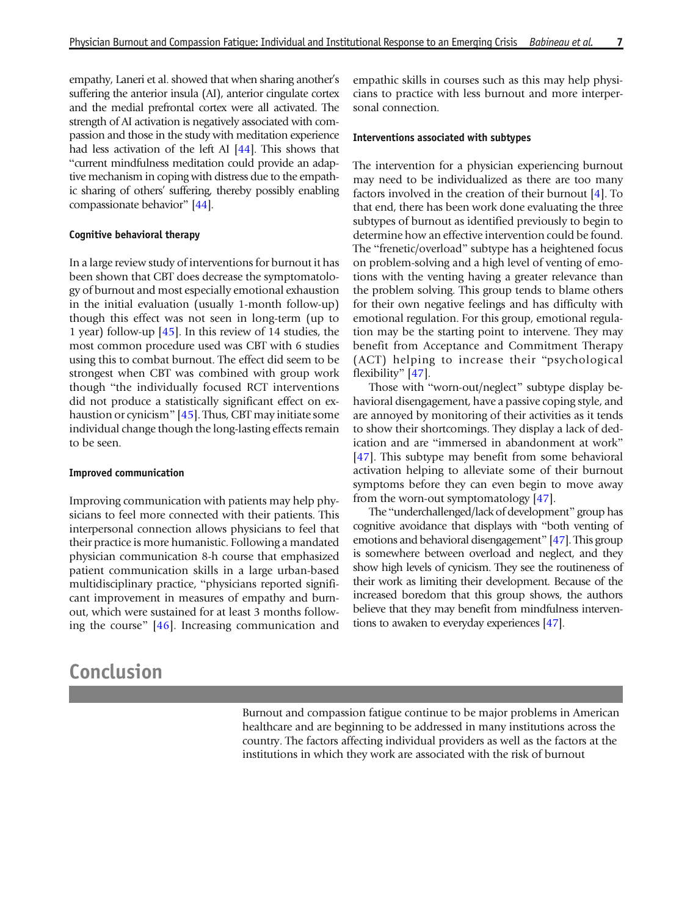empathy, Laneri et al. showed that when sharing another's suffering the anterior insula (AI), anterior cingulate cortex and the medial prefrontal cortex were all activated. The strength of AI activation is negatively associated with compassion and those in the study with meditation experience had less activation of the left AI [44]. This shows that "current mindfulness meditation could provide an adaptive mechanism in coping with distress due to the empathic sharing of others' suffering, thereby possibly enabling compassionate behavior" [44].

#### Cognitive behavioral therapy

In a large review study of interventions for burnout it has been shown that CBT does decrease the symptomatology of burnout and most especially emotional exhaustion in the initial evaluation (usually 1-month follow-up) though this effect was not seen in long-term (up to 1 year) follow-up [45]. In this review of 14 studies, the most common procedure used was CBT with 6 studies using this to combat burnout. The effect did seem to be strongest when CBT was combined with group work though "the individually focused RCT interventions did not produce a statistically significant effect on exhaustion or cynicism" [45]. Thus, CBT may initiate some individual change though the long-lasting effects remain to be seen.

#### Improved communication

Improving communication with patients may help physicians to feel more connected with their patients. This interpersonal connection allows physicians to feel that their practice is more humanistic. Following a mandated physician communication 8-h course that emphasized patient communication skills in a large urban-based multidisciplinary practice, "physicians reported significant improvement in measures of empathy and burnout, which were sustained for at least 3 months following the course" [46]. Increasing communication and empathic skills in courses such as this may help physicians to practice with less burnout and more interpersonal connection.

#### Interventions associated with subtypes

The intervention for a physician experiencing burnout may need to be individualized as there are too many factors involved in the creation of their burnout [4]. To that end, there has been work done evaluating the three subtypes of burnout as identified previously to begin to determine how an effective intervention could be found. The "frenetic/overload" subtype has a heightened focus on problem-solving and a high level of venting of emotions with the venting having a greater relevance than the problem solving. This group tends to blame others for their own negative feelings and has difficulty with emotional regulation. For this group, emotional regulation may be the starting point to intervene. They may benefit from Acceptance and Commitment Therapy (ACT) helping to increase their "psychological flexibility" [47].

Those with "worn-out/neglect" subtype display behavioral disengagement, have a passive coping style, and are annoyed by monitoring of their activities as it tends to show their shortcomings. They display a lack of dedication and are "immersed in abandonment at work" [47]. This subtype may benefit from some behavioral activation helping to alleviate some of their burnout symptoms before they can even begin to move away from the worn-out symptomatology [47].

The "underchallenged/lack of development" group has cognitive avoidance that displays with "both venting of emotions and behavioral disengagement" [47]. This group is somewhere between overload and neglect, and they show high levels of cynicism. They see the routineness of their work as limiting their development. Because of the increased boredom that this group shows, the authors believe that they may benefit from mindfulness interventions to awaken to everyday experiences [47].

## Conclusion

Burnout and compassion fatigue continue to be major problems in American healthcare and are beginning to be addressed in many institutions across the country. The factors affecting individual providers as well as the factors at the institutions in which they work are associated with the risk of burnout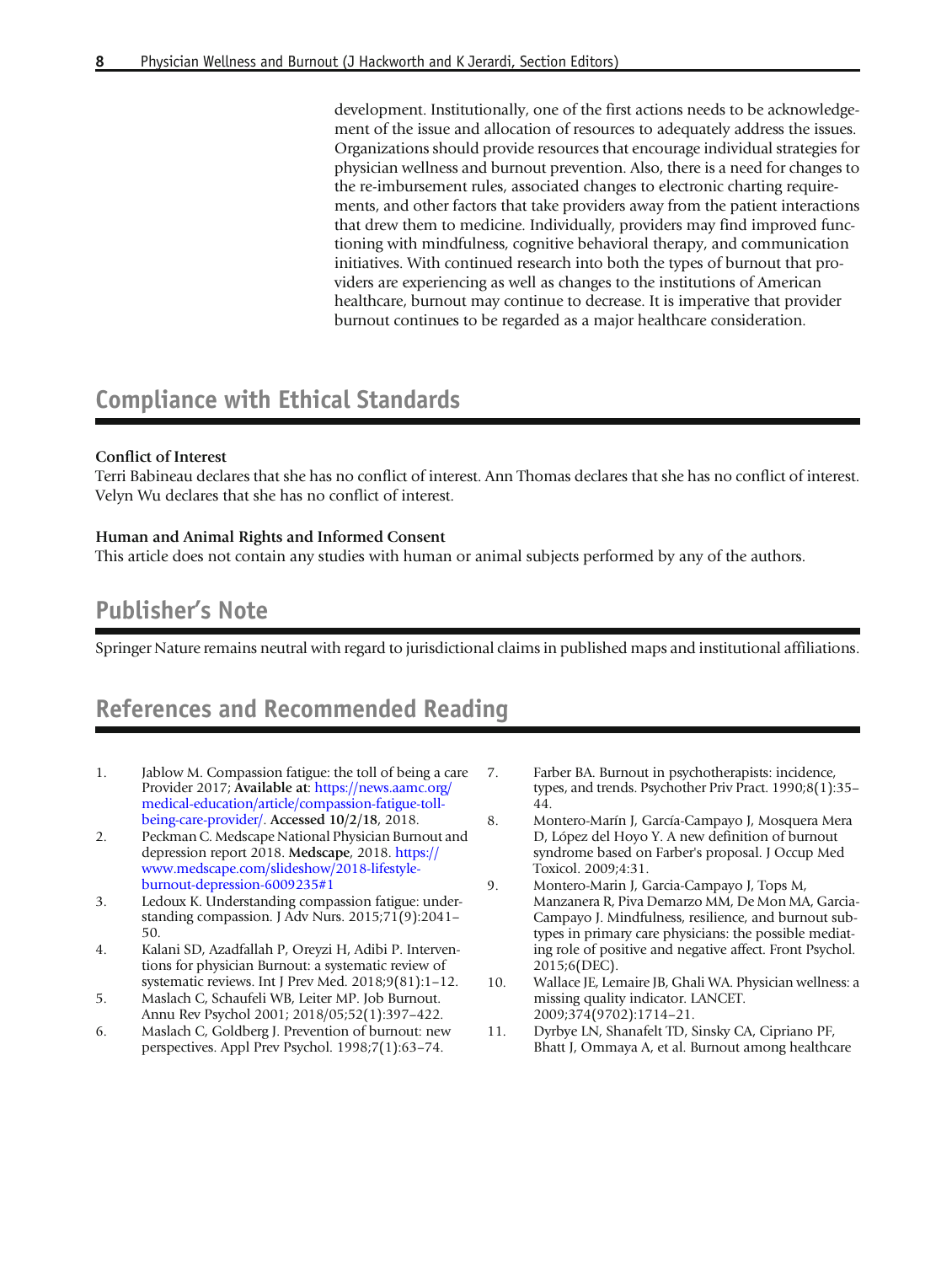development. Institutionally, one of the first actions needs to be acknowledgement of the issue and allocation of resources to adequately address the issues. Organizations should provide resources that encourage individual strategies for physician wellness and burnout prevention. Also, there is a need for changes to the re-imbursement rules, associated changes to electronic charting requirements, and other factors that take providers away from the patient interactions that drew them to medicine. Individually, providers may find improved functioning with mindfulness, cognitive behavioral therapy, and communication initiatives. With continued research into both the types of burnout that providers are experiencing as well as changes to the institutions of American healthcare, burnout may continue to decrease. It is imperative that provider burnout continues to be regarded as a major healthcare consideration.

## Compliance with Ethical Standards

### Conflict of Interest

Terri Babineau declares that she has no conflict of interest. Ann Thomas declares that she has no conflict of interest. Velyn Wu declares that she has no conflict of interest.

### Human and Animal Rights and Informed Consent

This article does not contain any studies with human or animal subjects performed by any of the authors.

## Publisher's Note

Springer Nature remains neutral with regard to jurisdictional claims in published maps and institutional affiliations.

## References and Recommended Reading

1. Jablow M. Compassion fatigue: the toll of being a care Provider 2017; **Available at**: https://news.aamc.org/medical-education/article/compassion-fatigue-toll-being-care-provider/. **Accessed 10/2/18**, 2018.
2. Peckman C. Medscape National Physician Burnout and depression report 2018. **Medscape**, 2018. https://www.medscape.com/slideshow/2018-lifestyle-burnout-depression-6009235#1
3. Ledoux K. Understanding compassion fatigue: understanding compassion. J Adv Nurs. 2015;71(9):2041–50.
4. Kalani SD, Azadfallah P, Oreyzi H, Adibi P. Interventions for physician Burnout: a systematic review of systematic reviews. Int J Prev Med. 2018;9(81):1–12.
5. Maslach C, Schaufeli WB, Leiter MP. Job Burnout. Annu Rev Psychol 2001; 2018/05;52(1):397–422.
6. Maslach C, Goldberg J. Prevention of burnout: new perspectives. Appl Prev Psychol. 1998;7(1):63–74.
7. Farber BA. Burnout in psychotherapists: incidence, types, and trends. Psychother Priv Pract. 1990;8(1):35–44.
8. Montero-Marín J, García-Campayo J, Mosquera Mera D, López del Hoyo Y. A new definition of burnout syndrome based on Farber's proposal. J Occup Med Toxicol. 2009;4:31.
9. Montero-Marin J, Garcia-Campayo J, Tops M, Manzanera R, Piva Demarzo MM, De Mon MA, Garcia-Campayo J. Mindfulness, resilience, and burnout subtypes in primary care physicians: the possible mediating role of positive and negative affect. Front Psychol. 2015;6(DEC).
10. Wallace JE, Lemaire JB, Ghali WA. Physician wellness: a missing quality indicator. LANCET. 2009;374(9702):1714–21.
11. Dyrbye LN, Shanafelt TD, Sinsky CA, Cipriano PF, Bhatt J, Ommaya A, et al. Burnout among healthcare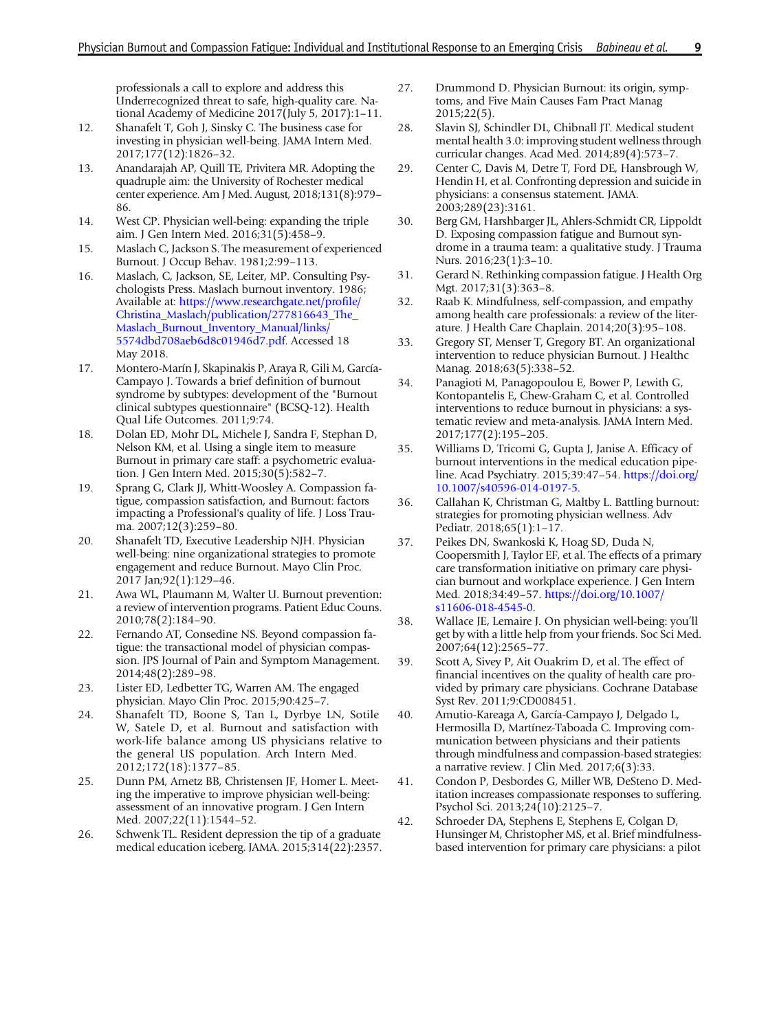professionals a call to explore and address this Underrecognized threat to safe, high-quality care. National Academy of Medicine 2017(July 5, 2017):1–11.

12. Shanafelt T, Goh J, Sinsky C. The business case for investing in physician well-being. JAMA Intern Med. 2017;177(12):1826–32.
13. Anandarajah AP, Quill TE, Privitera MR. Adopting the quadruple aim: the University of Rochester medical center experience. Am J Med. August, 2018;131(8):979–86.
14. West CP. Physician well-being: expanding the triple aim. J Gen Intern Med. 2016;31(5):458–9.
15. Maslach C, Jackson S. The measurement of experienced Burnout. J Occup Behav. 1981;2:99–113.
16. Maslach, C, Jackson, SE, Leiter, MP. Consulting Psychologists Press. Maslach burnout inventory. 1986; Available at: https://www.researchgate.net/profile/Christina_Maslach/publication/277816643_The_Maslach_Burnout_Inventory_Manual/links/5574dbd708aeb6d8c01946d7.pdf. Accessed 18 May 2018.
17. Montero-Marín J, Skapinakis P, Araya R, Gili M, García-Campayo J. Towards a brief definition of burnout syndrome by subtypes: development of the "Burnout clinical subtypes questionnaire" (BCSQ-12). Health Qual Life Outcomes. 2011;9:74.
18. Dolan ED, Mohr DL, Michele J, Sandra F, Stephan D, Nelson KM, et al. Using a single item to measure Burnout in primary care staff: a psychometric evaluation. J Gen Intern Med. 2015;30(5):582–7.
19. Sprang G, Clark JJ, Whitt-Woosley A. Compassion fatigue, compassion satisfaction, and Burnout: factors impacting a Professional's quality of life. J Loss Trauma. 2007;12(3):259–80.
20. Shanafelt TD, Executive Leadership NJH. Physician well-being: nine organizational strategies to promote engagement and reduce Burnout. Mayo Clin Proc. 2017 Jan;92(1):129–46.
21. Awa WL, Plaumann M, Walter U. Burnout prevention: a review of intervention programs. Patient Educ Couns. 2010;78(2):184–90.
22. Fernando AT, Consedine NS. Beyond compassion fatigue: the transactional model of physician compassion. JPS Journal of Pain and Symptom Management. 2014;48(2):289–98.
23. Lister ED, Ledbetter TG, Warren AM. The engaged physician. Mayo Clin Proc. 2015;90:425–7.
24. Shanafelt TD, Boone S, Tan L, Dyrbye LN, Sotile W, Satele D, et al. Burnout and satisfaction with work-life balance among US physicians relative to the general US population. Arch Intern Med. 2012;172(18):1377–85.
25. Dunn PM, Arnetz BB, Christensen JF, Homer L. Meeting the imperative to improve physician well-being: assessment of an innovative program. J Gen Intern Med. 2007;22(11):1544–52.
26. Schwenk TL. Resident depression the tip of a graduate medical education iceberg. JAMA. 2015;314(22):2357.
27. Drummond D. Physician Burnout: its origin, symptoms, and Five Main Causes Fam Pract Manag 2015;22(5).
28. Slavin SJ, Schindler DL, Chibnall JT. Medical student mental health 3.0: improving student wellness through curricular changes. Acad Med. 2014;89(4):573–7.
29. Center C, Davis M, Detre T, Ford DE, Hansbrough W, Hendin H, et al. Confronting depression and suicide in physicians: a consensus statement. JAMA. 2003;289(23):3161.
30. Berg GM, Harshbarger JL, Ahlers-Schmidt CR, Lippoldt D. Exposing compassion fatigue and Burnout syndrome in a trauma team: a qualitative study. J Trauma Nurs. 2016;23(1):3–10.
31. Gerard N. Rethinking compassion fatigue. J Health Org Mgt. 2017;31(3):363–8.
32. Raab K. Mindfulness, self-compassion, and empathy among health care professionals: a review of the literature. J Health Care Chaplain. 2014;20(3):95–108.
33. Gregory ST, Menser T, Gregory BT. An organizational intervention to reduce physician Burnout. J Healthc Manag. 2018;63(5):338–52.
34. Panagioti M, Panagopoulou E, Bower P, Lewith G, Kontopantelis E, Chew-Graham C, et al. Controlled interventions to reduce burnout in physicians: a systematic review and meta-analysis. JAMA Intern Med. 2017;177(2):195–205.
35. Williams D, Tricomi G, Gupta J, Janise A. Efficacy of burnout interventions in the medical education pipeline. Acad Psychiatry. 2015;39:47–54. https://doi.org/10.1007/s40596-014-0197-5.
36. Callahan K, Christman G, Maltby L. Battling burnout: strategies for promoting physician wellness. Adv Pediatr. 2018;65(1):1–17.
37. Peikes DN, Swankoski K, Hoag SD, Duda N, Coopersmith J, Taylor EF, et al. The effects of a primary care transformation initiative on primary care physician burnout and workplace experience. J Gen Intern Med. 2018;34:49–57. https://doi.org/10.1007/s11606-018-4545-0.
38. Wallace JE, Lemaire J. On physician well-being: you'll get by with a little help from your friends. Soc Sci Med. 2007;64(12):2565–77.
39. Scott A, Sivey P, Ait Ouakrim D, et al. The effect of financial incentives on the quality of health care provided by primary care physicians. Cochrane Database Syst Rev. 2011;9:CD008451.
40. Amutio-Kareaga A, García-Campayo J, Delgado L, Hermosilla D, Martínez-Taboada C. Improving communication between physicians and their patients through mindfulness and compassion-based strategies: a narrative review. J Clin Med. 2017;6(3):33.
41. Condon P, Desbordes G, Miller WB, DeSteno D. Meditation increases compassionate responses to suffering. Psychol Sci. 2013;24(10):2125–7.
42. Schroeder DA, Stephens E, Stephens E, Colgan D, Hunsinger M, Christopher MS, et al. Brief mindfulness-based intervention for primary care physicians: a pilot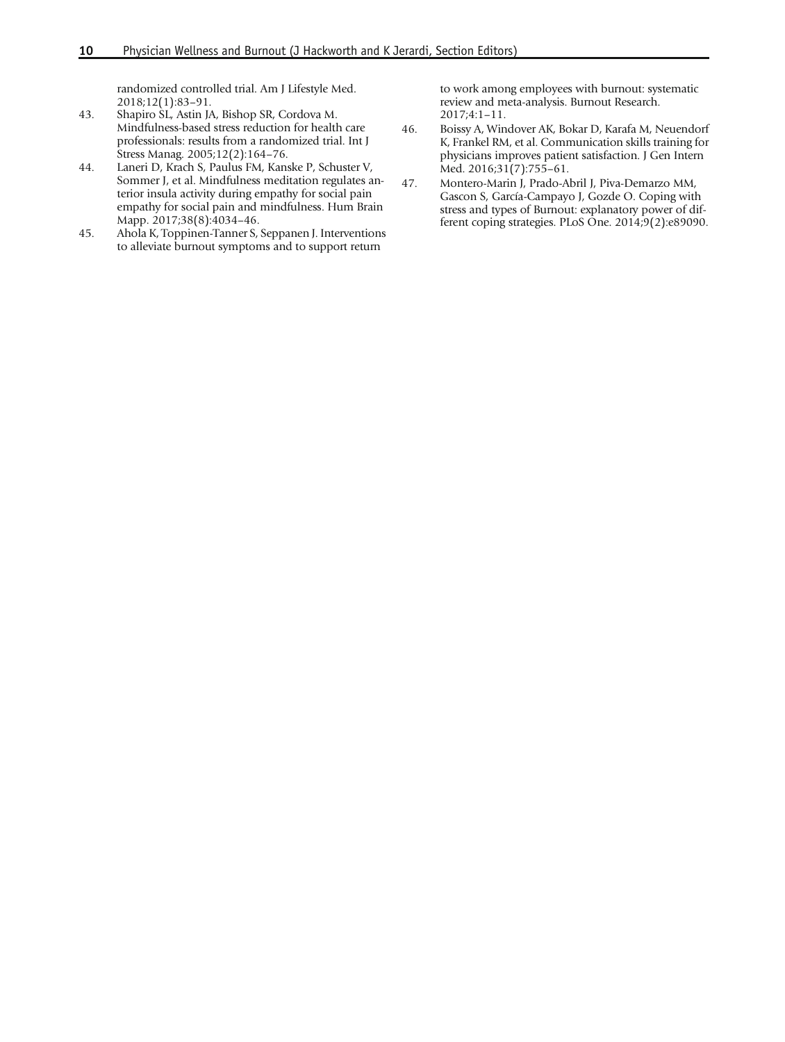randomized controlled trial. Am J Lifestyle Med. 2018;12(1):83–91.

43. Shapiro SL, Astin JA, Bishop SR, Cordova M. Mindfulness-based stress reduction for health care professionals: results from a randomized trial. Int J Stress Manag. 2005;12(2):164–76.
44. Laneri D, Krach S, Paulus FM, Kanske P, Schuster V, Sommer J, et al. Mindfulness meditation regulates anterior insula activity during empathy for social pain empathy for social pain and mindfulness. Hum Brain Mapp. 2017;38(8):4034–46.
45. Ahola K, Toppinen-Tanner S, Seppanen J. Interventions to alleviate burnout symptoms and to support return to work among employees with burnout: systematic review and meta-analysis. Burnout Research. 2017;4:1–11.
46. Boissy A, Windover AK, Bokar D, Karafa M, Neuendorf K, Frankel RM, et al. Communication skills training for physicians improves patient satisfaction. J Gen Intern Med. 2016;31(7):755–61.
47. Montero-Marin J, Prado-Abril J, Piva-Demarzo MM, Gascon S, García-Campayo J, Gozde O. Coping with stress and types of Burnout: explanatory power of different coping strategies. PLoS One. 2014;9(2):e89090.